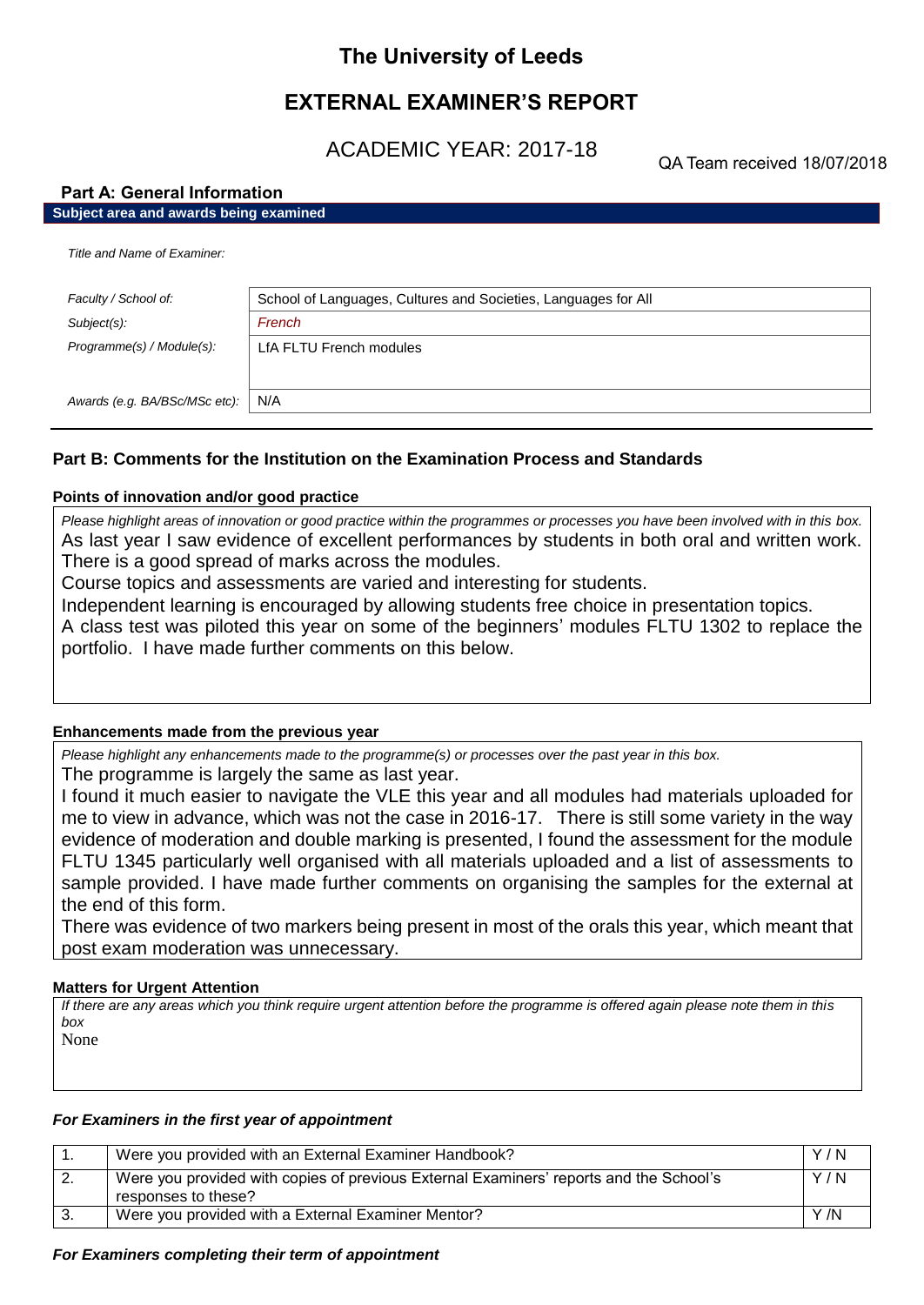# The University of Leeds

## EXTERNAL EXAMINER'S REPORT

ACADEMIC YEAR: 2017-18

QA Team received 18/07/2018

### Part A: General Information

**Subject area and awards being examined**

| | |
|---|---|
| *Title and Name of Examiner:* | |
| *Faculty / School of:* | School of Languages, Cultures and Societies, Languages for All |
| *Subject(s):* | *French* |
| *Programme(s) / Module(s):* | LfA FLTU French modules |
| *Awards (e.g. BA/BSc/MSc etc):* | N/A |

### Part B: Comments for the Institution on the Examination Process and Standards

**Points of innovation and/or good practice**

*Please highlight areas of innovation or good practice within the programmes or processes you have been involved with in this box.*

As last year I saw evidence of excellent performances by students in both oral and written work. There is a good spread of marks across the modules.

Course topics and assessments are varied and interesting for students.

Independent learning is encouraged by allowing students free choice in presentation topics.

A class test was piloted this year on some of the beginners' modules FLTU 1302 to replace the portfolio. I have made further comments on this below.

**Enhancements made from the previous year**

*Please highlight any enhancements made to the programme(s) or processes over the past year in this box.*

The programme is largely the same as last year.

I found it much easier to navigate the VLE this year and all modules had materials uploaded for me to view in advance, which was not the case in 2016-17. There is still some variety in the way evidence of moderation and double marking is presented, I found the assessment for the module FLTU 1345 particularly well organised with all materials uploaded and a list of assessments to sample provided. I have made further comments on organising the samples for the external at the end of this form.

There was evidence of two markers being present in most of the orals this year, which meant that post exam moderation was unnecessary.

**Matters for Urgent Attention**

*If there are any areas which you think require urgent attention before the programme is offered again please note them in this box*

None

***For Examiners in the first year of appointment***

| | | |
|---|---|---|
| 1. | Were you provided with an External Examiner Handbook? | Y / N |
| 2. | Were you provided with copies of previous External Examiners' reports and the School's responses to these? | Y / N |
| 3. | Were you provided with a External Examiner Mentor? | Y /N |

***For Examiners completing their term of appointment***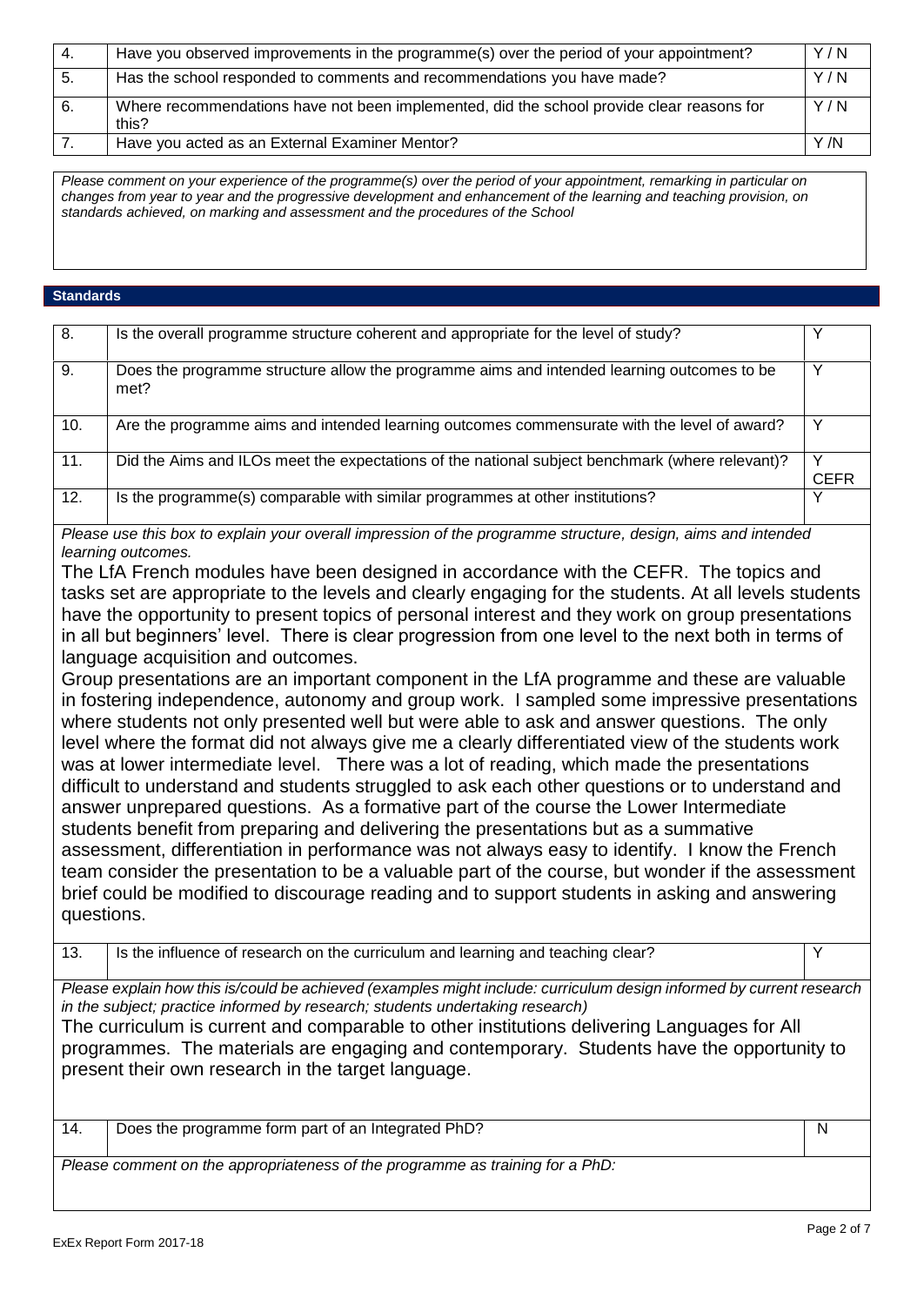| 4. | Have you observed improvements in the programme(s) over the period of your appointment? | Y / N |
|---|---|---|
| 5. | Has the school responded to comments and recommendations you have made? | Y / N |
| 6. | Where recommendations have not been implemented, did the school provide clear reasons for this? | Y / N |
| 7. | Have you acted as an External Examiner Mentor? | Y /N |

*Please comment on your experience of the programme(s) over the period of your appointment, remarking in particular on changes from year to year and the progressive development and enhancement of the learning and teaching provision, on standards achieved, on marking and assessment and the procedures of the School*

## Standards

| 8. | Is the overall programme structure coherent and appropriate for the level of study? | Y |
|---|---|---|
| 9. | Does the programme structure allow the programme aims and intended learning outcomes to be met? | Y |
| 10. | Are the programme aims and intended learning outcomes commensurate with the level of award? | Y |
| 11. | Did the Aims and ILOs meet the expectations of the national subject benchmark (where relevant)? | Y CEFR |
| 12. | Is the programme(s) comparable with similar programmes at other institutions? | Y |

*Please use this box to explain your overall impression of the programme structure, design, aims and intended learning outcomes.*

The LfA French modules have been designed in accordance with the CEFR. The topics and tasks set are appropriate to the levels and clearly engaging for the students. At all levels students have the opportunity to present topics of personal interest and they work on group presentations in all but beginners' level. There is clear progression from one level to the next both in terms of language acquisition and outcomes.

Group presentations are an important component in the LfA programme and these are valuable in fostering independence, autonomy and group work. I sampled some impressive presentations where students not only presented well but were able to ask and answer questions. The only level where the format did not always give me a clearly differentiated view of the students work was at lower intermediate level. There was a lot of reading, which made the presentations difficult to understand and students struggled to ask each other questions or to understand and answer unprepared questions. As a formative part of the course the Lower Intermediate students benefit from preparing and delivering the presentations but as a summative assessment, differentiation in performance was not always easy to identify. I know the French team consider the presentation to be a valuable part of the course, but wonder if the assessment brief could be modified to discourage reading and to support students in asking and answering questions.

| 13. | Is the influence of research on the curriculum and learning and teaching clear? | Y |
|---|---|---|

*Please explain how this is/could be achieved (examples might include: curriculum design informed by current research in the subject; practice informed by research; students undertaking research)*

The curriculum is current and comparable to other institutions delivering Languages for All programmes. The materials are engaging and contemporary. Students have the opportunity to present their own research in the target language.

| 14. | Does the programme form part of an Integrated PhD? | N |
|---|---|---|

*Please comment on the appropriateness of the programme as training for a PhD:*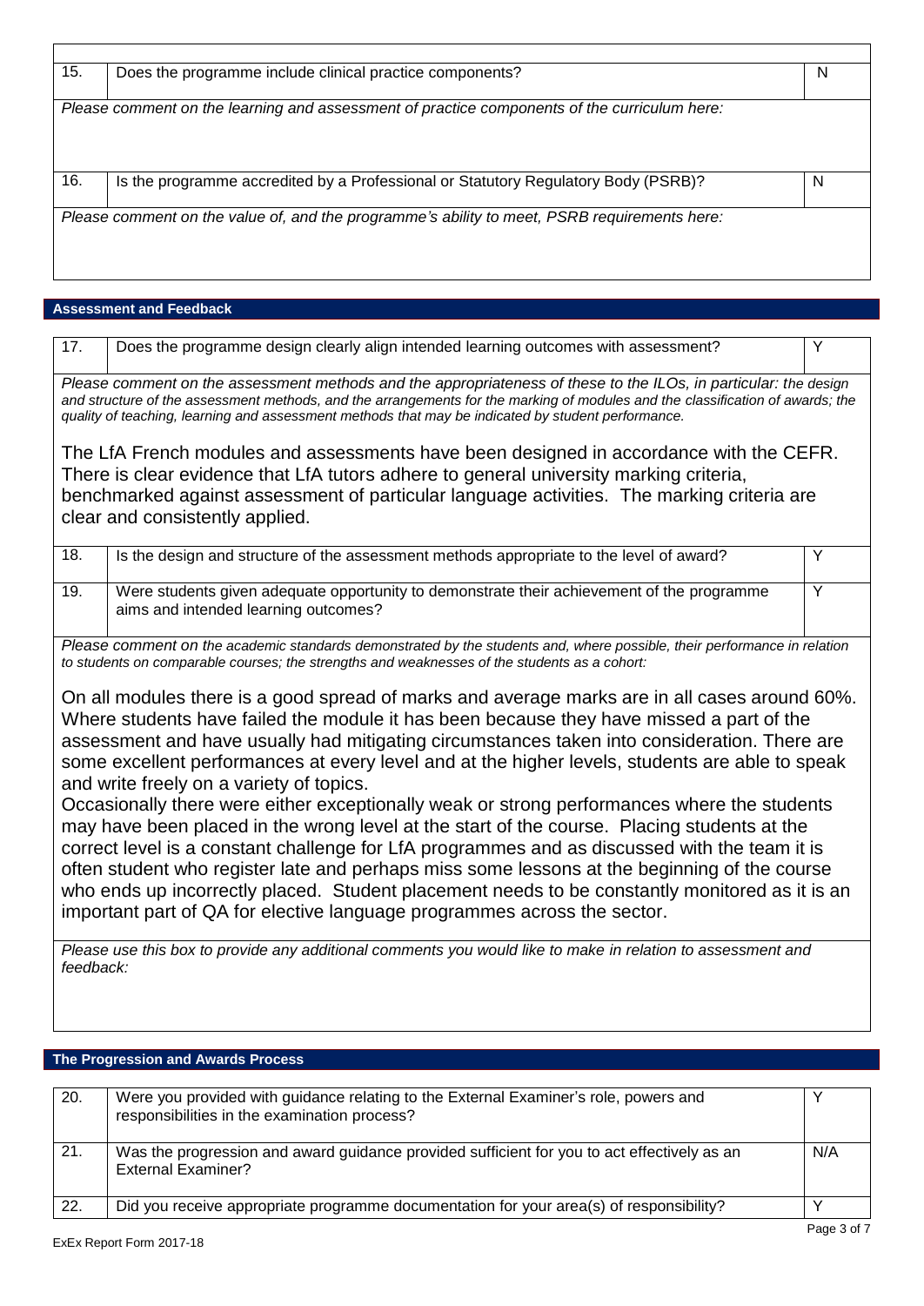| | | |
|---|---|---|
| 15. | Does the programme include clinical practice components? | N |

*Please comment on the learning and assessment of practice components of the curriculum here:*

| | | |
|---|---|---|
| 16. | Is the programme accredited by a Professional or Statutory Regulatory Body (PSRB)? | N |

*Please comment on the value of, and the programme's ability to meet, PSRB requirements here:*

## Assessment and Feedback

| | | |
|---|---|---|
| 17. | Does the programme design clearly align intended learning outcomes with assessment? | Y |

*Please comment on the assessment methods and the appropriateness of these to the ILOs, in particular: the design and structure of the assessment methods, and the arrangements for the marking of modules and the classification of awards; the quality of teaching, learning and assessment methods that may be indicated by student performance.*

The LfA French modules and assessments have been designed in accordance with the CEFR. There is clear evidence that LfA tutors adhere to general university marking criteria, benchmarked against assessment of particular language activities. The marking criteria are clear and consistently applied.

| | | |
|---|---|---|
| 18. | Is the design and structure of the assessment methods appropriate to the level of award? | Y |
| 19. | Were students given adequate opportunity to demonstrate their achievement of the programme aims and intended learning outcomes? | Y |

*Please comment on the academic standards demonstrated by the students and, where possible, their performance in relation to students on comparable courses; the strengths and weaknesses of the students as a cohort:*

On all modules there is a good spread of marks and average marks are in all cases around 60%. Where students have failed the module it has been because they have missed a part of the assessment and have usually had mitigating circumstances taken into consideration. There are some excellent performances at every level and at the higher levels, students are able to speak and write freely on a variety of topics.

Occasionally there were either exceptionally weak or strong performances where the students may have been placed in the wrong level at the start of the course. Placing students at the correct level is a constant challenge for LfA programmes and as discussed with the team it is often student who register late and perhaps miss some lessons at the beginning of the course who ends up incorrectly placed. Student placement needs to be constantly monitored as it is an important part of QA for elective language programmes across the sector.

*Please use this box to provide any additional comments you would like to make in relation to assessment and feedback:*

## The Progression and Awards Process

| | | |
|---|---|---|
| 20. | Were you provided with guidance relating to the External Examiner's role, powers and responsibilities in the examination process? | Y |
| 21. | Was the progression and award guidance provided sufficient for you to act effectively as an External Examiner? | N/A |
| 22. | Did you receive appropriate programme documentation for your area(s) of responsibility? | Y |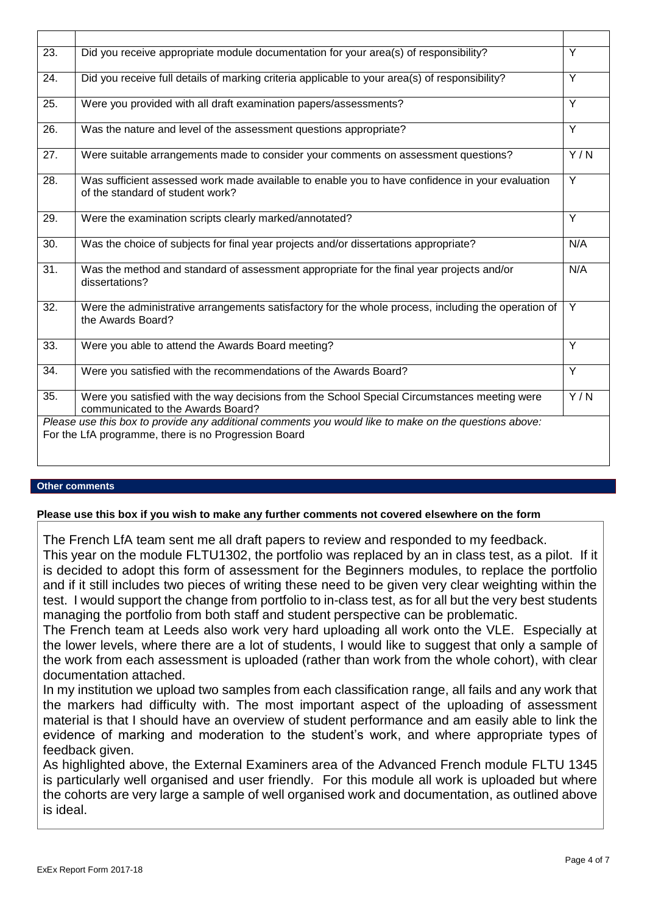| | | |
|---|---|---|
| 23. | Did you receive appropriate module documentation for your area(s) of responsibility? | Y |
| 24. | Did you receive full details of marking criteria applicable to your area(s) of responsibility? | Y |
| 25. | Were you provided with all draft examination papers/assessments? | Y |
| 26. | Was the nature and level of the assessment questions appropriate? | Y |
| 27. | Were suitable arrangements made to consider your comments on assessment questions? | Y / N |
| 28. | Was sufficient assessed work made available to enable you to have confidence in your evaluation of the standard of student work? | Y |
| 29. | Were the examination scripts clearly marked/annotated? | Y |
| 30. | Was the choice of subjects for final year projects and/or dissertations appropriate? | N/A |
| 31. | Was the method and standard of assessment appropriate for the final year projects and/or dissertations? | N/A |
| 32. | Were the administrative arrangements satisfactory for the whole process, including the operation of the Awards Board? | Y |
| 33. | Were you able to attend the Awards Board meeting? | Y |
| 34. | Were you satisfied with the recommendations of the Awards Board? | Y |
| 35. | Were you satisfied with the way decisions from the School Special Circumstances meeting were communicated to the Awards Board? | Y / N |

*Please use this box to provide any additional comments you would like to make on the questions above:*

For the LfA programme, there is no Progression Board

## Other comments

**Please use this box if you wish to make any further comments not covered elsewhere on the form**

The French LfA team sent me all draft papers to review and responded to my feedback.

This year on the module FLTU1302, the portfolio was replaced by an in class test, as a pilot. If it is decided to adopt this form of assessment for the Beginners modules, to replace the portfolio and if it still includes two pieces of writing these need to be given very clear weighting within the test. I would support the change from portfolio to in-class test, as for all but the very best students managing the portfolio from both staff and student perspective can be problematic.

The French team at Leeds also work very hard uploading all work onto the VLE. Especially at the lower levels, where there are a lot of students, I would like to suggest that only a sample of the work from each assessment is uploaded (rather than work from the whole cohort), with clear documentation attached.

In my institution we upload two samples from each classification range, all fails and any work that the markers had difficulty with. The most important aspect of the uploading of assessment material is that I should have an overview of student performance and am easily able to link the evidence of marking and moderation to the student's work, and where appropriate types of feedback given.

As highlighted above, the External Examiners area of the Advanced French module FLTU 1345 is particularly well organised and user friendly. For this module all work is uploaded but where the cohorts are very large a sample of well organised work and documentation, as outlined above is ideal.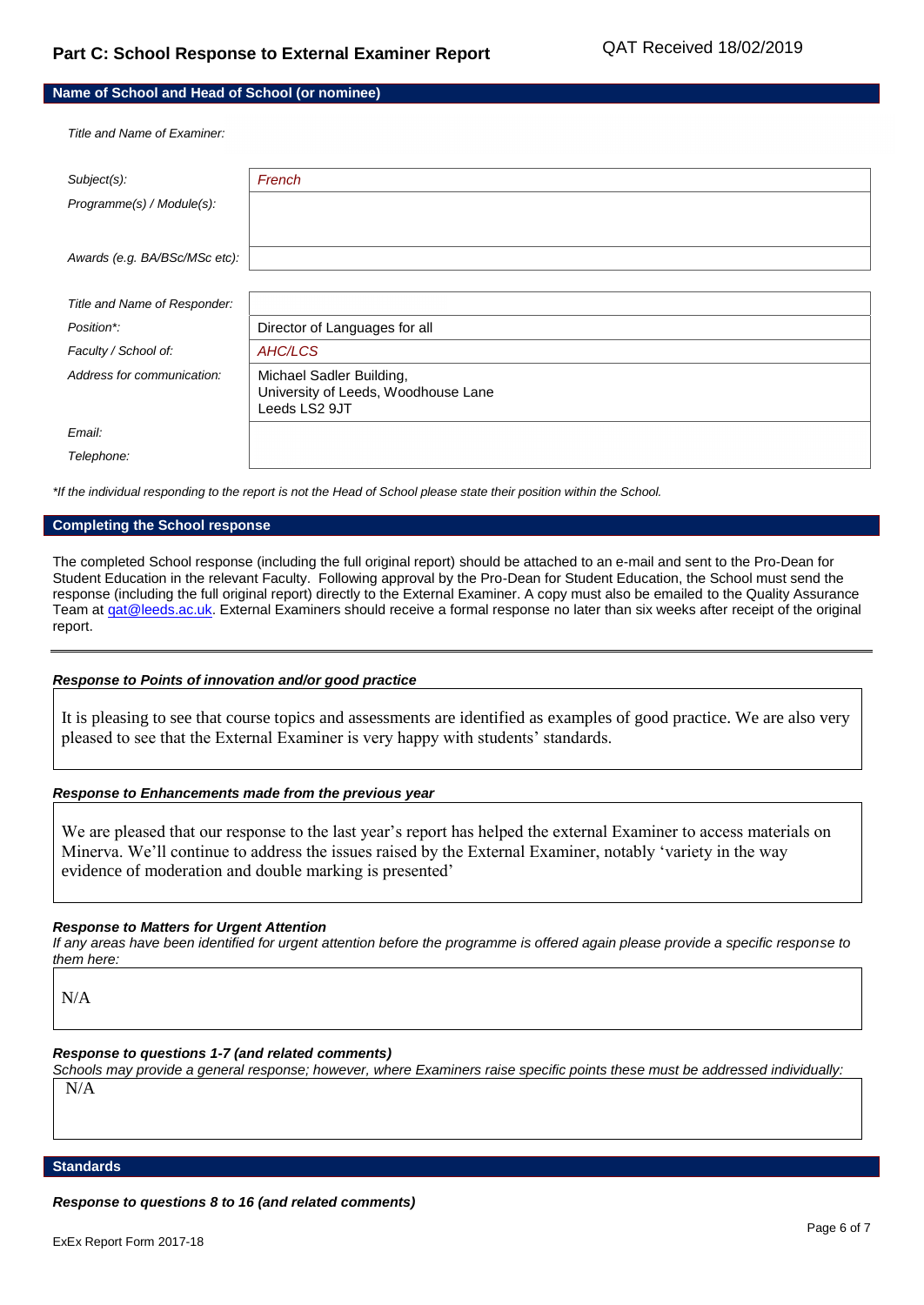## Part C: School Response to External Examiner Report

QAT Received 18/02/2019

### Name of School and Head of School (or nominee)

*Title and Name of Examiner:*

| | |
|---|---|
| *Subject(s):* | *French* |
| *Programme(s) / Module(s):* | |
| *Awards (e.g. BA/BSc/MSc etc):* | |

| | |
|---|---|
| *Title and Name of Responder:* | |
| *Position\*:* | Director of Languages for all |
| *Faculty / School of:* | *AHC/LCS* |
| *Address for communication:* | Michael Sadler Building, University of Leeds, Woodhouse Lane Leeds LS2 9JT |
| *Email:* | |
| *Telephone:* | |

*\*If the individual responding to the report is not the Head of School please state their position within the School.*

### Completing the School response

The completed School response (including the full original report) should be attached to an e-mail and sent to the Pro-Dean for Student Education in the relevant Faculty. Following approval by the Pro-Dean for Student Education, the School must send the response (including the full original report) directly to the External Examiner. A copy must also be emailed to the Quality Assurance Team at qat@leeds.ac.uk. External Examiners should receive a formal response no later than six weeks after receipt of the original report.

---

***Response to Points of innovation and/or good practice***

It is pleasing to see that course topics and assessments are identified as examples of good practice. We are also very pleased to see that the External Examiner is very happy with students' standards.

***Response to Enhancements made from the previous year***

We are pleased that our response to the last year's report has helped the external Examiner to access materials on Minerva. We'll continue to address the issues raised by the External Examiner, notably 'variety in the way evidence of moderation and double marking is presented'

***Response to Matters for Urgent Attention***

*If any areas have been identified for urgent attention before the programme is offered again please provide a specific response to them here:*

N/A

***Response to questions 1-7 (and related comments)***

*Schools may provide a general response; however, where Examiners raise specific points these must be addressed individually:*

N/A

### Standards

***Response to questions 8 to 16 (and related comments)***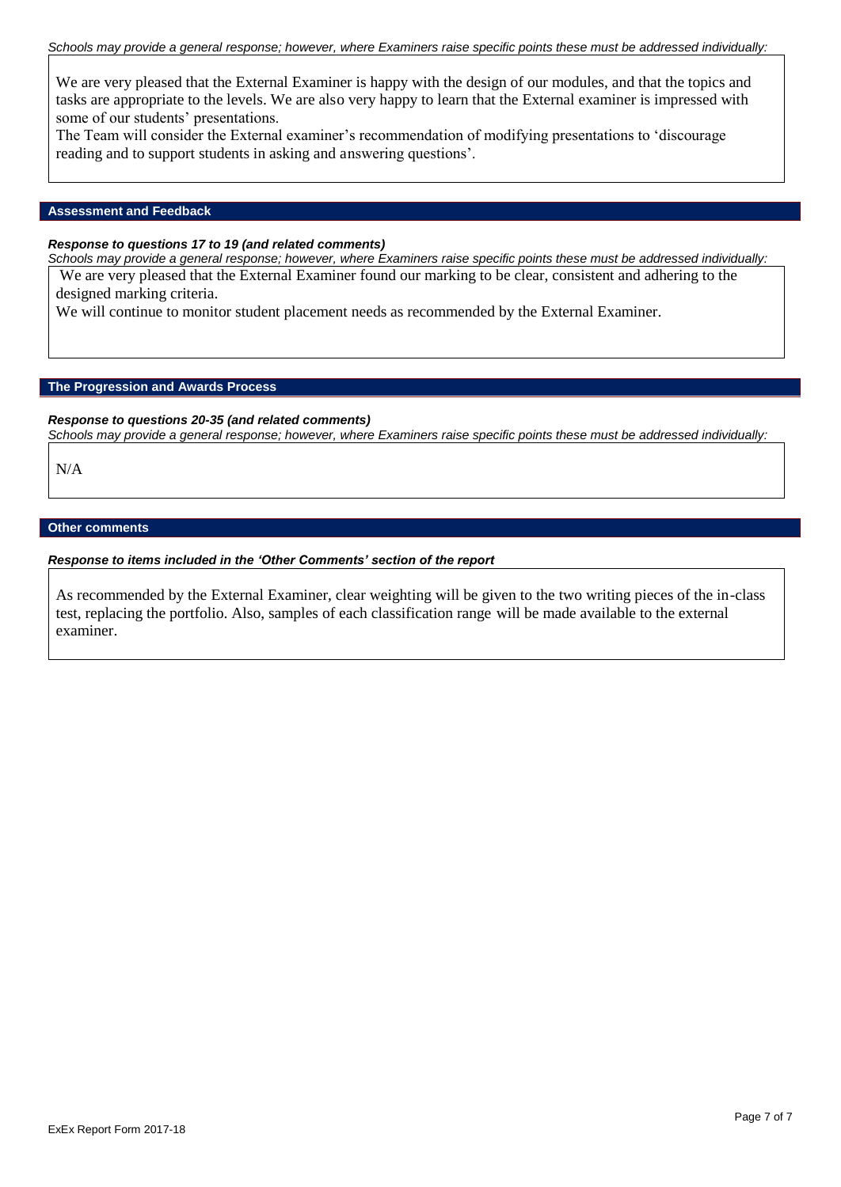*Schools may provide a general response; however, where Examiners raise specific points these must be addressed individually:*

We are very pleased that the External Examiner is happy with the design of our modules, and that the topics and tasks are appropriate to the levels. We are also very happy to learn that the External examiner is impressed with some of our students' presentations.
The Team will consider the External examiner's recommendation of modifying presentations to 'discourage reading and to support students in asking and answering questions'.

## Assessment and Feedback

***Response to questions 17 to 19 (and related comments)***

*Schools may provide a general response; however, where Examiners raise specific points these must be addressed individually:*

We are very pleased that the External Examiner found our marking to be clear, consistent and adhering to the designed marking criteria.
We will continue to monitor student placement needs as recommended by the External Examiner.

## The Progression and Awards Process

***Response to questions 20-35 (and related comments)***

*Schools may provide a general response; however, where Examiners raise specific points these must be addressed individually:*

N/A

## Other comments

***Response to items included in the 'Other Comments' section of the report***

As recommended by the External Examiner, clear weighting will be given to the two writing pieces of the in-class test, replacing the portfolio. Also, samples of each classification range will be made available to the external examiner.